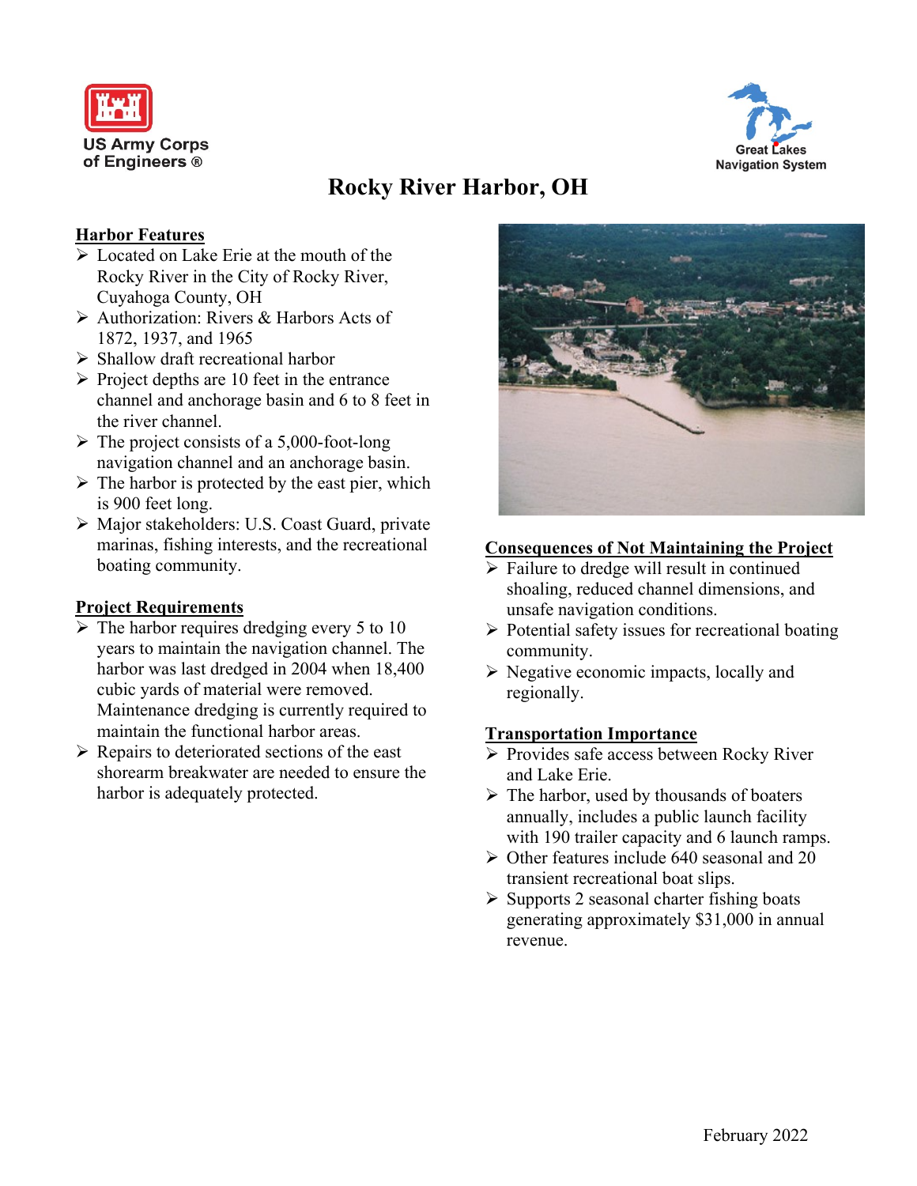US Army Corps of Engineers ®

Great Lakes Navigation System

# Rocky River Harbor, OH

## Harbor Features

- Located on Lake Erie at the mouth of the Rocky River in the City of Rocky River, Cuyahoga County, OH
- Authorization: Rivers & Harbors Acts of 1872, 1937, and 1965
- Shallow draft recreational harbor
- Project depths are 10 feet in the entrance channel and anchorage basin and 6 to 8 feet in the river channel.
- The project consists of a 5,000-foot-long navigation channel and an anchorage basin.
- The harbor is protected by the east pier, which is 900 feet long.
- Major stakeholders: U.S. Coast Guard, private marinas, fishing interests, and the recreational boating community.

## Project Requirements

- The harbor requires dredging every 5 to 10 years to maintain the navigation channel. The harbor was last dredged in 2004 when 18,400 cubic yards of material were removed. Maintenance dredging is currently required to maintain the functional harbor areas.
- Repairs to deteriorated sections of the east shorearm breakwater are needed to ensure the harbor is adequately protected.

## Consequences of Not Maintaining the Project

- Failure to dredge will result in continued shoaling, reduced channel dimensions, and unsafe navigation conditions.
- Potential safety issues for recreational boating community.
- Negative economic impacts, locally and regionally.

## Transportation Importance

- Provides safe access between Rocky River and Lake Erie.
- The harbor, used by thousands of boaters annually, includes a public launch facility with 190 trailer capacity and 6 launch ramps.
- Other features include 640 seasonal and 20 transient recreational boat slips.
- Supports 2 seasonal charter fishing boats generating approximately $31,000 in annual revenue.

February 2022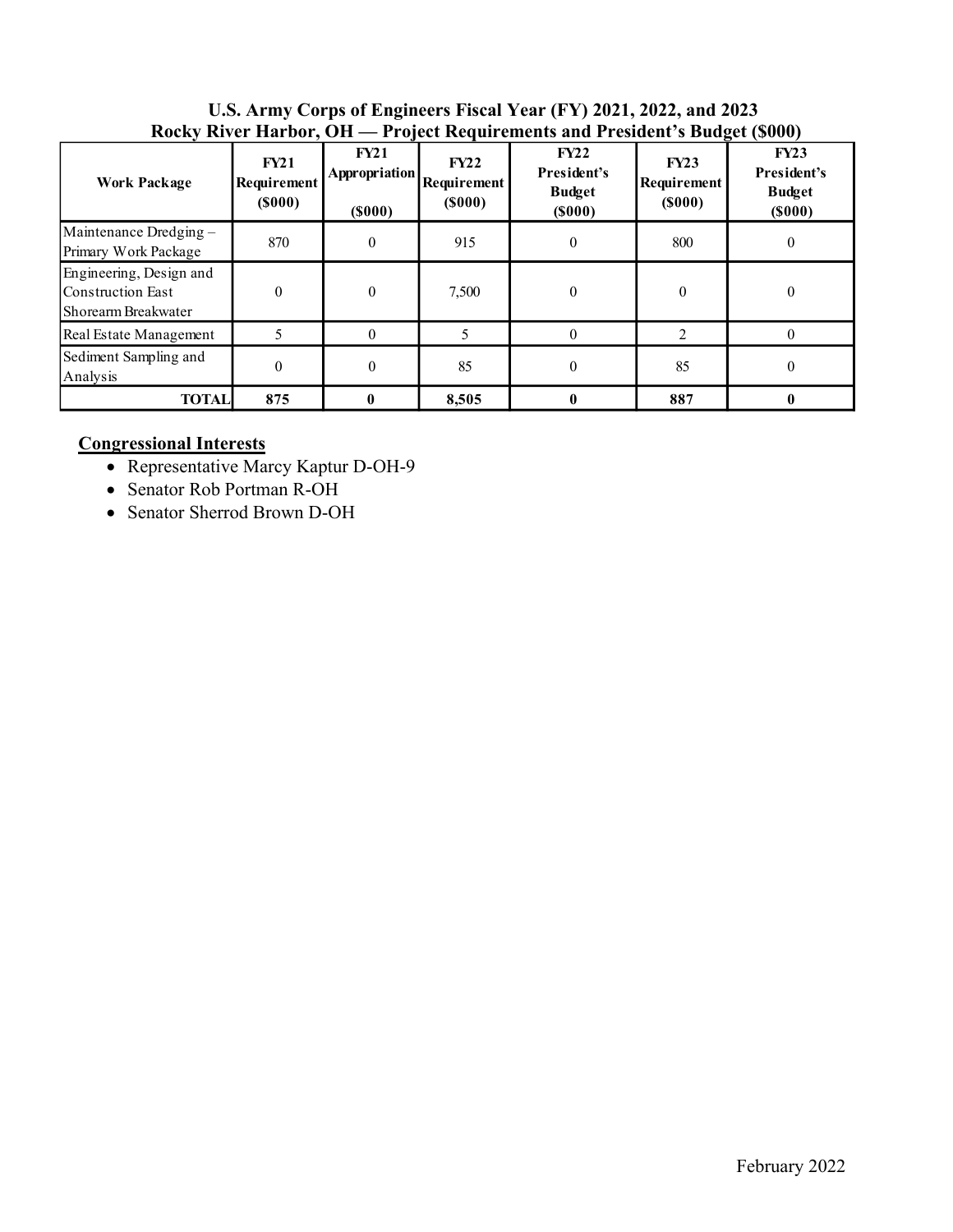**U.S. Army Corps of Engineers Fiscal Year (FY) 2021, 2022, and 2023**
**Rocky River Harbor, OH — Project Requirements and President's Budget ($000)**

| Work Package | FY21 Requirement ($000) | FY21 Appropriation ($000) | FY22 Requirement ($000) | FY22 President's Budget ($000) | FY23 Requirement ($000) | FY23 President's Budget ($000) |
|---|---|---|---|---|---|---|
| Maintenance Dredging – Primary Work Package | 870 | 0 | 915 | 0 | 800 | 0 |
| Engineering, Design and Construction East Shorearm Breakwater | 0 | 0 | 7,500 | 0 | 0 | 0 |
| Real Estate Management | 5 | 0 | 5 | 0 | 2 | 0 |
| Sediment Sampling and Analysis | 0 | 0 | 85 | 0 | 85 | 0 |
| **TOTAL** | **875** | **0** | **8,505** | **0** | **887** | **0** |

## Congressional Interests

- Representative Marcy Kaptur D-OH-9
- Senator Rob Portman R-OH
- Senator Sherrod Brown D-OH

February 2022